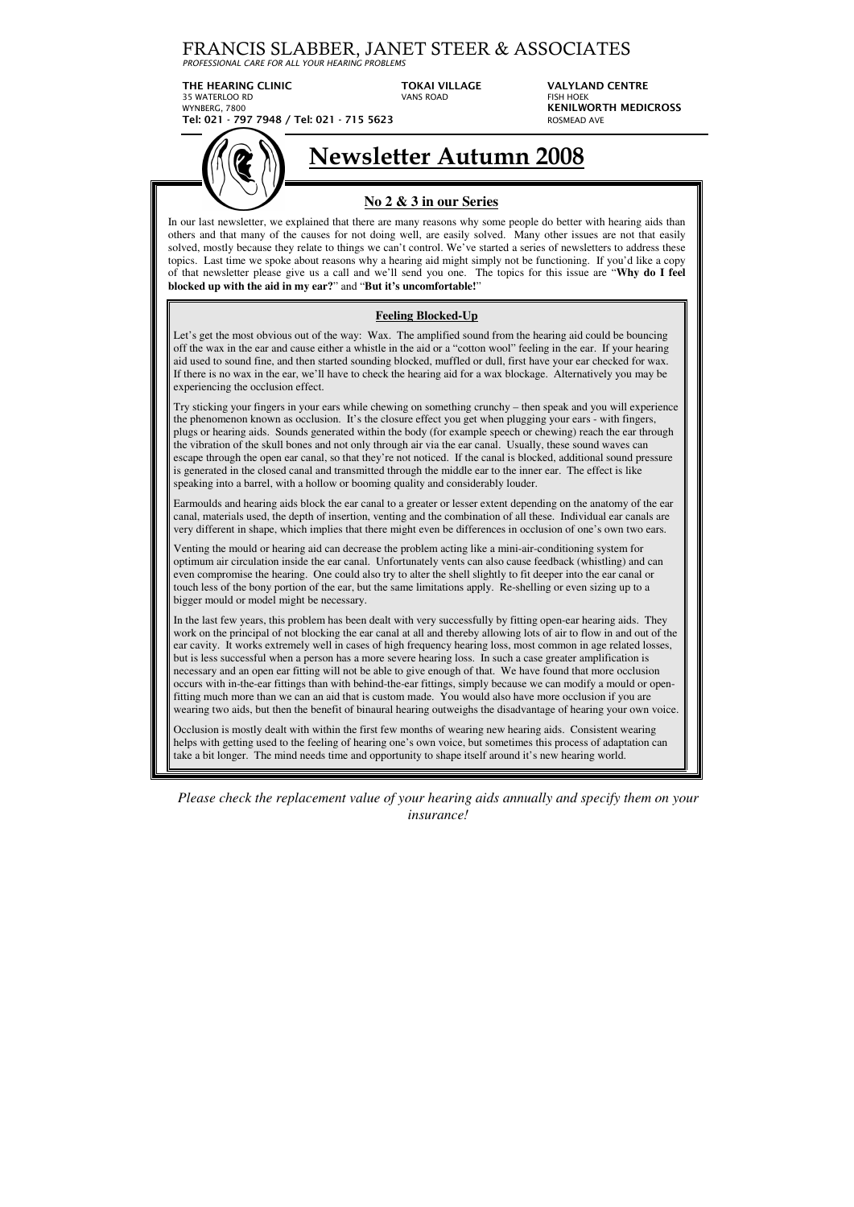# FRANCIS SLABBER, JANET STEER & ASSOCIATES

*PROFESSIONAL CARE FOR ALL YOUR HEARING PROBLEMS*

**THE HEARING CLINIC**
35 WATERLOO RD
WYNBERG, 7800
**Tel: 021 - 797 7948 / Tel: 021 - 715 5623**

**TOKAI VILLAGE**
VANS ROAD

**VALYLAND CENTRE**
FISH HOEK

**KENILWORTH MEDICROSS**
ROSMEAD AVE

# Newsletter Autumn 2008

## No 2 & 3 in our Series

In our last newsletter, we explained that there are many reasons why some people do better with hearing aids than others and that many of the causes for not doing well, are easily solved. Many other issues are not that easily solved, mostly because they relate to things we can't control. We've started a series of newsletters to address these topics. Last time we spoke about reasons why a hearing aid might simply not be functioning. If you'd like a copy of that newsletter please give us a call and we'll send you one. The topics for this issue are "**Why do I feel blocked up with the aid in my ear?**" and "**But it's uncomfortable!**"

### Feeling Blocked-Up

Let's get the most obvious out of the way: Wax. The amplified sound from the hearing aid could be bouncing off the wax in the ear and cause either a whistle in the aid or a "cotton wool" feeling in the ear. If your hearing aid used to sound fine, and then started sounding blocked, muffled or dull, first have your ear checked for wax. If there is no wax in the ear, we'll have to check the hearing aid for a wax blockage. Alternatively you may be experiencing the occlusion effect.

Try sticking your fingers in your ears while chewing on something crunchy – then speak and you will experience the phenomenon known as occlusion. It's the closure effect you get when plugging your ears - with fingers, plugs or hearing aids. Sounds generated within the body (for example speech or chewing) reach the ear through the vibration of the skull bones and not only through air via the ear canal. Usually, these sound waves can escape through the open ear canal, so that they're not noticed. If the canal is blocked, additional sound pressure is generated in the closed canal and transmitted through the middle ear to the inner ear. The effect is like speaking into a barrel, with a hollow or booming quality and considerably louder.

Earmoulds and hearing aids block the ear canal to a greater or lesser extent depending on the anatomy of the ear canal, materials used, the depth of insertion, venting and the combination of all these. Individual ear canals are very different in shape, which implies that there might even be differences in occlusion of one's own two ears.

Venting the mould or hearing aid can decrease the problem acting like a mini-air-conditioning system for optimum air circulation inside the ear canal. Unfortunately vents can also cause feedback (whistling) and can even compromise the hearing. One could also try to alter the shell slightly to fit deeper into the ear canal or touch less of the bony portion of the ear, but the same limitations apply. Re-shelling or even sizing up to a bigger mould or model might be necessary.

In the last few years, this problem has been dealt with very successfully by fitting open-ear hearing aids. They work on the principal of not blocking the ear canal at all and thereby allowing lots of air to flow in and out of the ear cavity. It works extremely well in cases of high frequency hearing loss, most common in age related losses, but is less successful when a person has a more severe hearing loss. In such a case greater amplification is necessary and an open ear fitting will not be able to give enough of that. We have found that more occlusion occurs with in-the-ear fittings than with behind-the-ear fittings, simply because we can modify a mould or open-fitting much more than we can an aid that is custom made. You would also have more occlusion if you are wearing two aids, but then the benefit of binaural hearing outweighs the disadvantage of hearing your own voice.

Occlusion is mostly dealt with within the first few months of wearing new hearing aids. Consistent wearing helps with getting used to the feeling of hearing one's own voice, but sometimes this process of adaptation can take a bit longer. The mind needs time and opportunity to shape itself around it's new hearing world.

*Please check the replacement value of your hearing aids annually and specify them on your insurance!*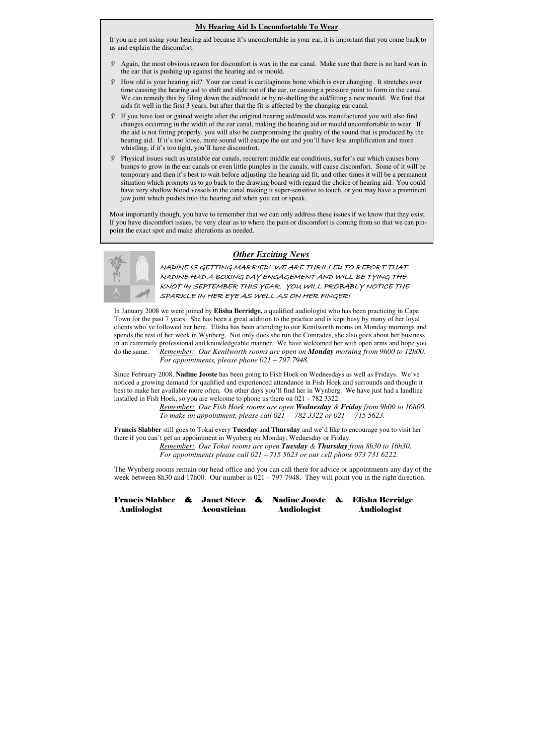## My Hearing Aid Is Uncomfortable To Wear

If you are not using your hearing aid because it's uncomfortable in your ear, it is important that you come back to us and explain the discomfort.

- Again, the most obvious reason for discomfort is wax in the ear canal. Make sure that there is no hard wax in the ear that is pushing up against the hearing aid or mould.
- How old is your hearing aid? Your ear canal is cartilaginous bone which is ever changing. It stretches over time causing the hearing aid to shift and slide out of the ear, or causing a pressure point to form in the canal. We can remedy this by filing down the aid/mould or by re-shelling the aid/fitting a new mould. We find that aids fit well in the first 3 years, but after that the fit is affected by the changing ear canal.
- If you have lost or gained weight after the original hearing aid/mould was manufactured you will also find changes occurring in the width of the ear canal, making the hearing aid or mould uncomfortable to wear. If the aid is not fitting properly, you will also be compromising the quality of the sound that is produced by the hearing aid. If it's too loose, more sound will escape the ear and you'll have less amplification and more whistling, if it's too tight, you'll have discomfort.
- Physical issues such as unstable ear canals, recurrent middle ear conditions, surfer's ear which causes bony bumps to grow in the ear canals or even little pimples in the canals, will cause discomfort. Some of it will be temporary and then it's best to wait before adjusting the hearing aid fit, and other times it will be a permanent situation which prompts us to go back to the drawing board with regard the choice of hearing aid. You could have very shallow blood vessels in the canal making it super-sensitive to touch, or you may have a prominent jaw joint which pushes into the hearing aid when you eat or speak.

Most importantly though, you have to remember that we can only address these issues if we know that they exist. If you have discomfort issues, be very clear as to where the pain or discomfort is coming from so that we can pin-point the exact spot and make alterations as needed.

## *Other Exciting News*

NADINE IS GETTING MARRIED! WE ARE THRILLED TO REPORT THAT NADINE HAD A BOXING DAY ENGAGEMENT AND WILL BE TYING THE KNOT IN SEPTEMBER THIS YEAR. YOU WILL PROBABLY NOTICE THE SPARKLE IN HER EYE AS WELL AS ON HER FINGER!

In January 2008 we were joined by **Elisha Berridge,** a qualified audiologist who has been practicing in Cape Town for the past 7 years. She has been a great addition to the practice and is kept busy by many of her loyal clients who've followed her here. Elisha has been attending to our Kenilworth rooms on Monday mornings and spends the rest of her week in Wynberg. Not only does she run the Comrades, she also goes about her business in an extremely professional and knowledgeable manner. We have welcomed her with open arms and hope you do the same. *Remember: Our Kenilworth rooms are open on **Monday** morning from 9h00 to 12h00. For appointments, please phone 021 – 797 7948.*

Since February 2008, **Nadine Jooste** has been going to Fish Hoek on Wednesdays as well as Fridays. We've noticed a growing demand for qualified and experienced attendance in Fish Hoek and surrounds and thought it best to make her available more often. On other days you'll find her in Wynberg. We have just had a landline installed in Fish Hoek, so you are welcome to phone us there on 021 – 782 3322.

*Remember: Our Fish Hoek rooms are open **Wednesday** & **Friday** from 9h00 to 16h00. To make an appointment, please call 021 – 782 3322 or 021 – 715 5623.*

**Francis Slabber** still goes to Tokai every **Tuesday** and **Thursday** and we'd like to encourage you to visit her there if you can't get an appointment in Wynberg on Monday, Wednesday or Friday.

*Remember: Our Tokai rooms are open **Tuesday** & **Thursday** from 8h30 to 16h30. For appointments please call 021 – 715 5623 or our cell phone 073 731 6222.*

The Wynberg rooms remain our head office and you can call there for advice or appointments any day of the week between 8h30 and 17h00. Our number is 021 – 797 7948. They will point you in the right direction.

**Francis Slabber** & **Janet Steer** & **Nadine Jooste** & **Elisha Berridge**
**Audiologist** **Acoustician** **Audiologist** **Audiologist**